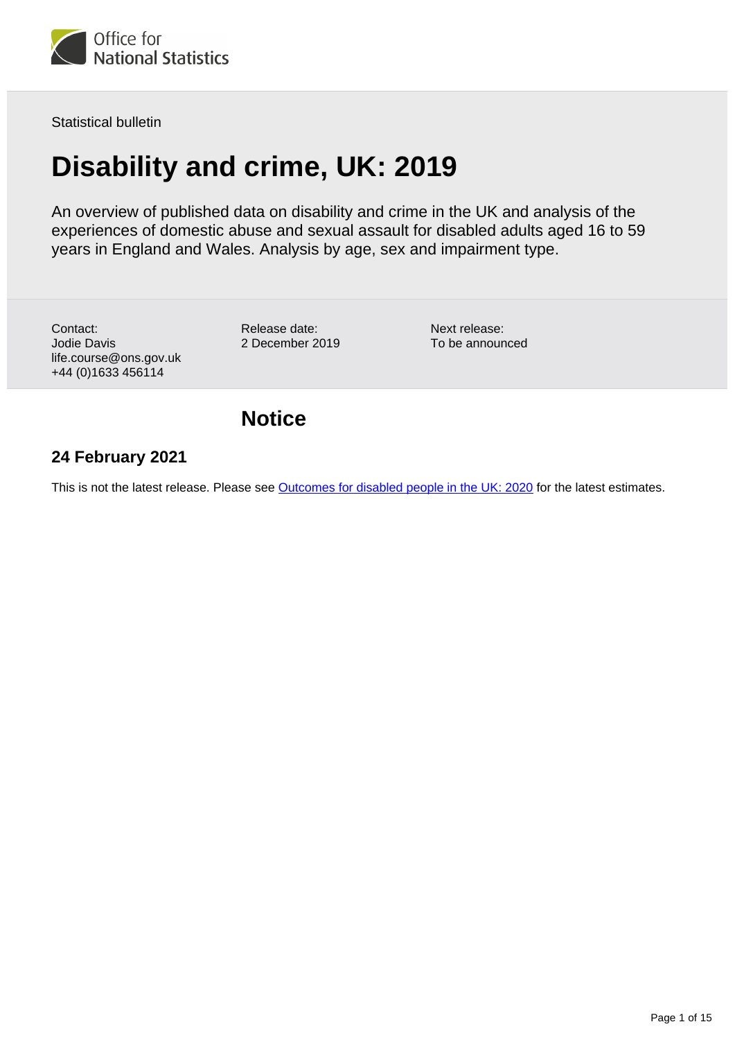Statistical bulletin

# Disability and crime, UK: 2019

An overview of published data on disability and crime in the UK and analysis of the experiences of domestic abuse and sexual assault for disabled adults aged 16 to 59 years in England and Wales. Analysis by age, sex and impairment type.

Contact:
Jodie Davis
life.course@ons.gov.uk
+44 (0)1633 456114

Release date:
2 December 2019

Next release:
To be announced

## Notice

### 24 February 2021

This is not the latest release. Please see Outcomes for disabled people in the UK: 2020 for the latest estimates.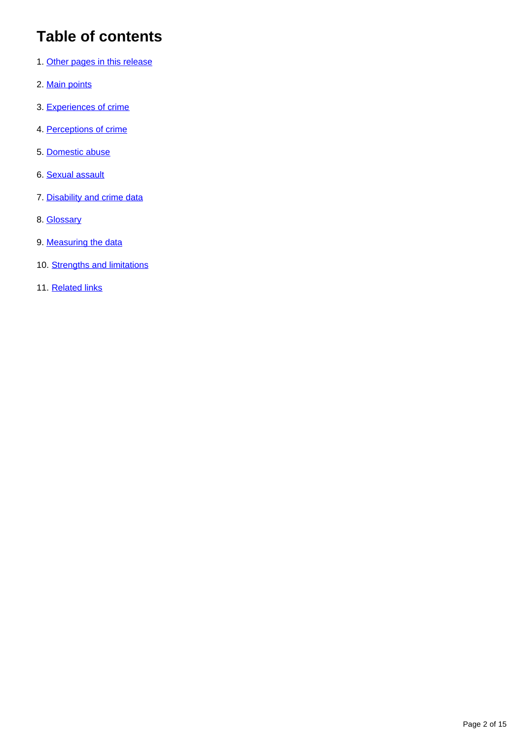# Table of contents

1. Other pages in this release
2. Main points
3. Experiences of crime
4. Perceptions of crime
5. Domestic abuse
6. Sexual assault
7. Disability and crime data
8. Glossary
9. Measuring the data
10. Strengths and limitations
11. Related links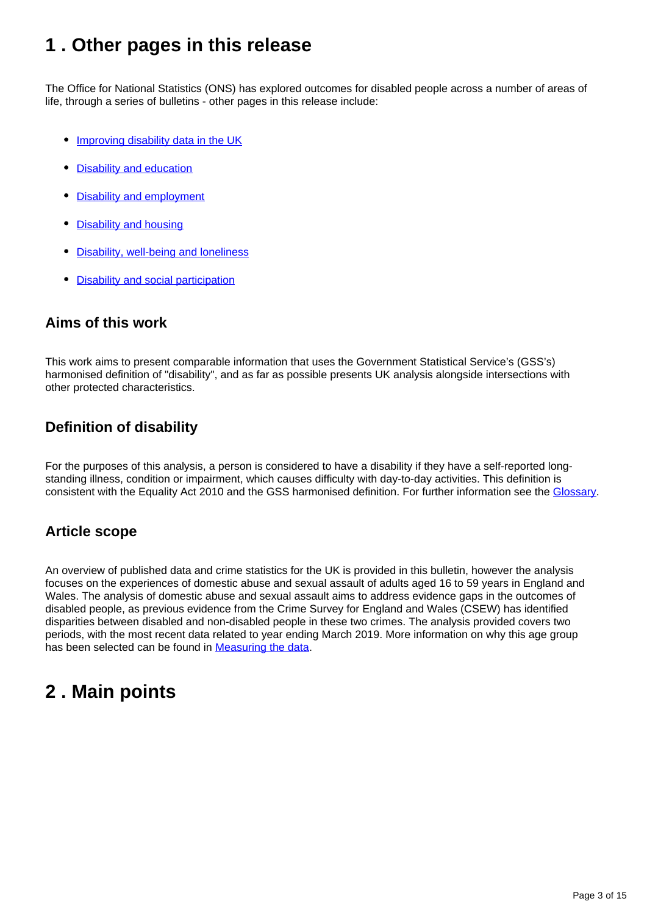# 1 . Other pages in this release

The Office for National Statistics (ONS) has explored outcomes for disabled people across a number of areas of life, through a series of bulletins - other pages in this release include:

- Improving disability data in the UK
- Disability and education
- Disability and employment
- Disability and housing
- Disability, well-being and loneliness
- Disability and social participation

### Aims of this work

This work aims to present comparable information that uses the Government Statistical Service's (GSS's) harmonised definition of "disability", and as far as possible presents UK analysis alongside intersections with other protected characteristics.

### Definition of disability

For the purposes of this analysis, a person is considered to have a disability if they have a self-reported long-standing illness, condition or impairment, which causes difficulty with day-to-day activities. This definition is consistent with the Equality Act 2010 and the GSS harmonised definition. For further information see the Glossary.

### Article scope

An overview of published data and crime statistics for the UK is provided in this bulletin, however the analysis focuses on the experiences of domestic abuse and sexual assault of adults aged 16 to 59 years in England and Wales. The analysis of domestic abuse and sexual assault aims to address evidence gaps in the outcomes of disabled people, as previous evidence from the Crime Survey for England and Wales (CSEW) has identified disparities between disabled and non-disabled people in these two crimes. The analysis provided covers two periods, with the most recent data related to year ending March 2019. More information on why this age group has been selected can be found in Measuring the data.

# 2 . Main points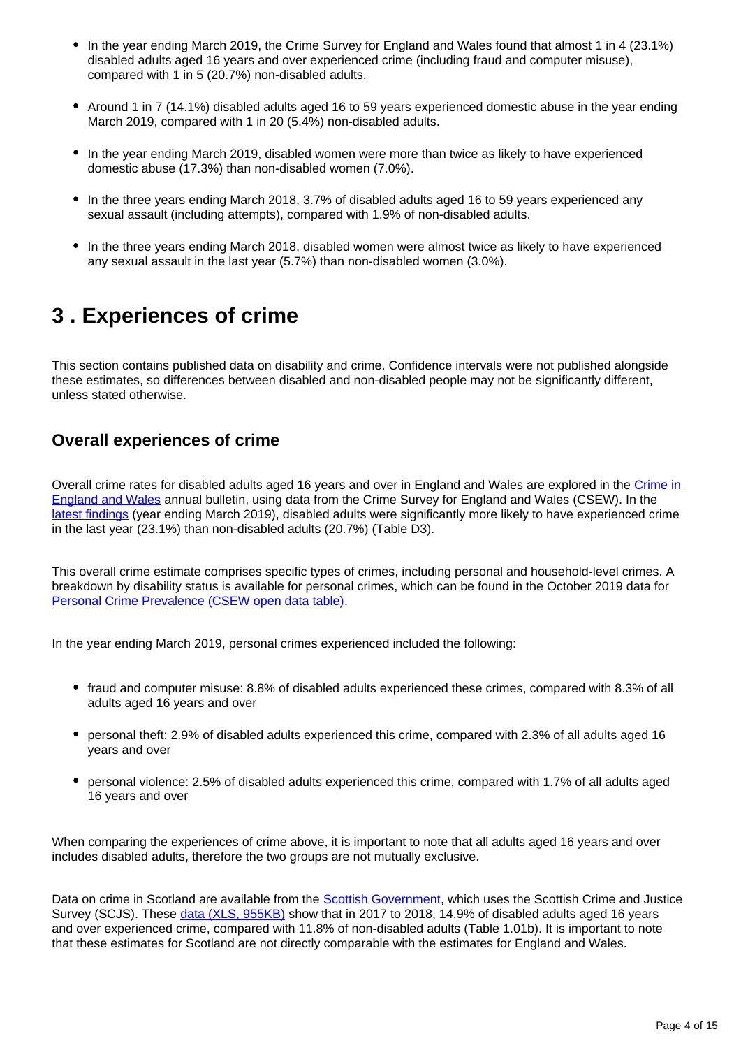- In the year ending March 2019, the Crime Survey for England and Wales found that almost 1 in 4 (23.1%) disabled adults aged 16 years and over experienced crime (including fraud and computer misuse), compared with 1 in 5 (20.7%) non-disabled adults.
- Around 1 in 7 (14.1%) disabled adults aged 16 to 59 years experienced domestic abuse in the year ending March 2019, compared with 1 in 20 (5.4%) non-disabled adults.
- In the year ending March 2019, disabled women were more than twice as likely to have experienced domestic abuse (17.3%) than non-disabled women (7.0%).
- In the three years ending March 2018, 3.7% of disabled adults aged 16 to 59 years experienced any sexual assault (including attempts), compared with 1.9% of non-disabled adults.
- In the three years ending March 2018, disabled women were almost twice as likely to have experienced any sexual assault in the last year (5.7%) than non-disabled women (3.0%).

# 3 . Experiences of crime

This section contains published data on disability and crime. Confidence intervals were not published alongside these estimates, so differences between disabled and non-disabled people may not be significantly different, unless stated otherwise.

## Overall experiences of crime

Overall crime rates for disabled adults aged 16 years and over in England and Wales are explored in the [Crime in England and Wales]() annual bulletin, using data from the Crime Survey for England and Wales (CSEW). In the [latest findings]() (year ending March 2019), disabled adults were significantly more likely to have experienced crime in the last year (23.1%) than non-disabled adults (20.7%) (Table D3).

This overall crime estimate comprises specific types of crimes, including personal and household-level crimes. A breakdown by disability status is available for personal crimes, which can be found in the October 2019 data for [Personal Crime Prevalence (CSEW open data table)]().

In the year ending March 2019, personal crimes experienced included the following:

- fraud and computer misuse: 8.8% of disabled adults experienced these crimes, compared with 8.3% of all adults aged 16 years and over
- personal theft: 2.9% of disabled adults experienced this crime, compared with 2.3% of all adults aged 16 years and over
- personal violence: 2.5% of disabled adults experienced this crime, compared with 1.7% of all adults aged 16 years and over

When comparing the experiences of crime above, it is important to note that all adults aged 16 years and over includes disabled adults, therefore the two groups are not mutually exclusive.

Data on crime in Scotland are available from the [Scottish Government](), which uses the Scottish Crime and Justice Survey (SCJS). These [data (XLS, 955KB)]() show that in 2017 to 2018, 14.9% of disabled adults aged 16 years and over experienced crime, compared with 11.8% of non-disabled adults (Table 1.01b). It is important to note that these estimates for Scotland are not directly comparable with the estimates for England and Wales.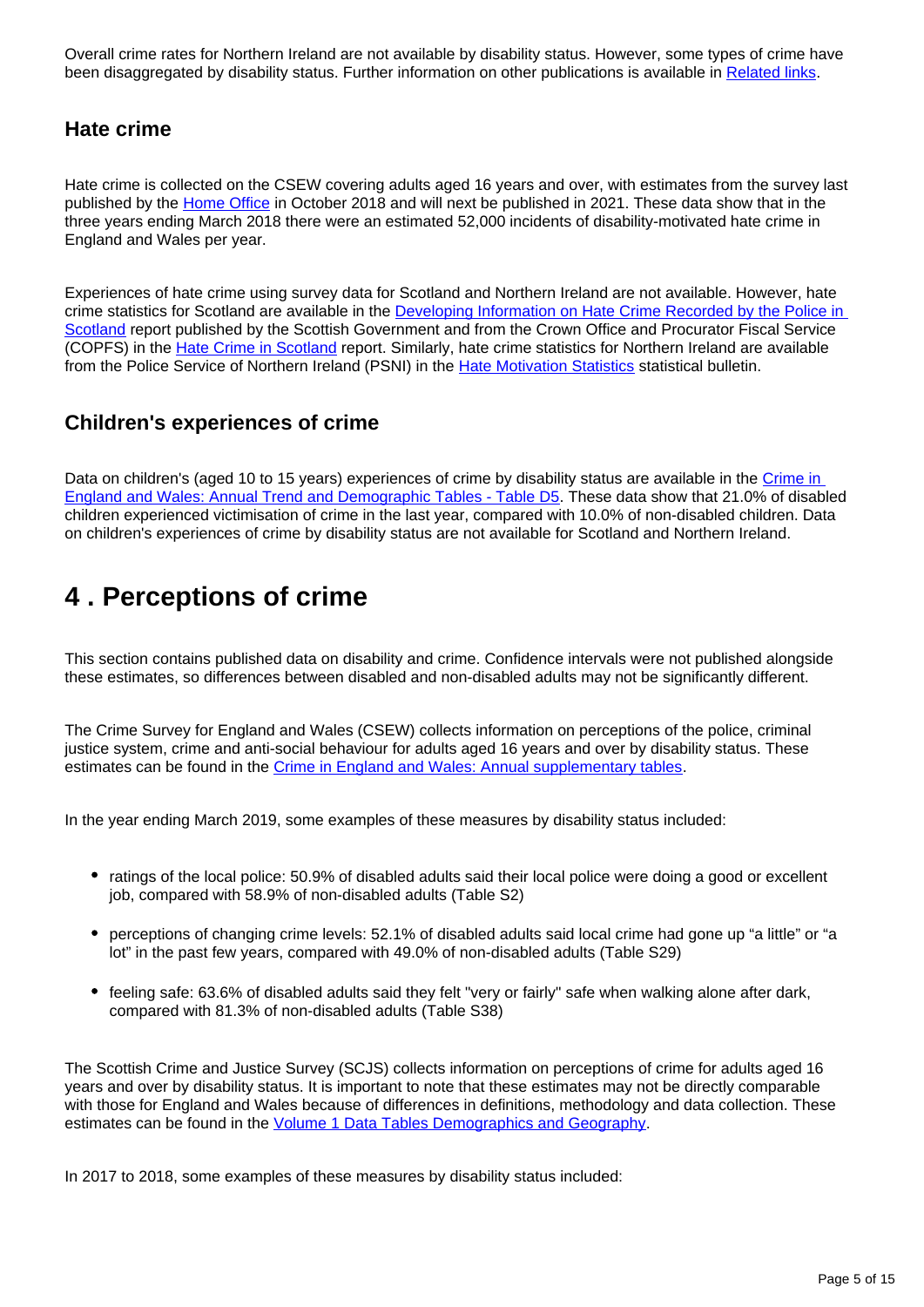Overall crime rates for Northern Ireland are not available by disability status. However, some types of crime have been disaggregated by disability status. Further information on other publications is available in Related links.

### Hate crime

Hate crime is collected on the CSEW covering adults aged 16 years and over, with estimates from the survey last published by the Home Office in October 2018 and will next be published in 2021. These data show that in the three years ending March 2018 there were an estimated 52,000 incidents of disability-motivated hate crime in England and Wales per year.

Experiences of hate crime using survey data for Scotland and Northern Ireland are not available. However, hate crime statistics for Scotland are available in the Developing Information on Hate Crime Recorded by the Police in Scotland report published by the Scottish Government and from the Crown Office and Procurator Fiscal Service (COPFS) in the Hate Crime in Scotland report. Similarly, hate crime statistics for Northern Ireland are available from the Police Service of Northern Ireland (PSNI) in the Hate Motivation Statistics statistical bulletin.

### Children's experiences of crime

Data on children's (aged 10 to 15 years) experiences of crime by disability status are available in the Crime in England and Wales: Annual Trend and Demographic Tables - Table D5. These data show that 21.0% of disabled children experienced victimisation of crime in the last year, compared with 10.0% of non-disabled children. Data on children's experiences of crime by disability status are not available for Scotland and Northern Ireland.

## 4 . Perceptions of crime

This section contains published data on disability and crime. Confidence intervals were not published alongside these estimates, so differences between disabled and non-disabled adults may not be significantly different.

The Crime Survey for England and Wales (CSEW) collects information on perceptions of the police, criminal justice system, crime and anti-social behaviour for adults aged 16 years and over by disability status. These estimates can be found in the Crime in England and Wales: Annual supplementary tables.

In the year ending March 2019, some examples of these measures by disability status included:

- ratings of the local police: 50.9% of disabled adults said their local police were doing a good or excellent job, compared with 58.9% of non-disabled adults (Table S2)
- perceptions of changing crime levels: 52.1% of disabled adults said local crime had gone up “a little” or “a lot” in the past few years, compared with 49.0% of non-disabled adults (Table S29)
- feeling safe: 63.6% of disabled adults said they felt "very or fairly" safe when walking alone after dark, compared with 81.3% of non-disabled adults (Table S38)

The Scottish Crime and Justice Survey (SCJS) collects information on perceptions of crime for adults aged 16 years and over by disability status. It is important to note that these estimates may not be directly comparable with those for England and Wales because of differences in definitions, methodology and data collection. These estimates can be found in the Volume 1 Data Tables Demographics and Geography.

In 2017 to 2018, some examples of these measures by disability status included: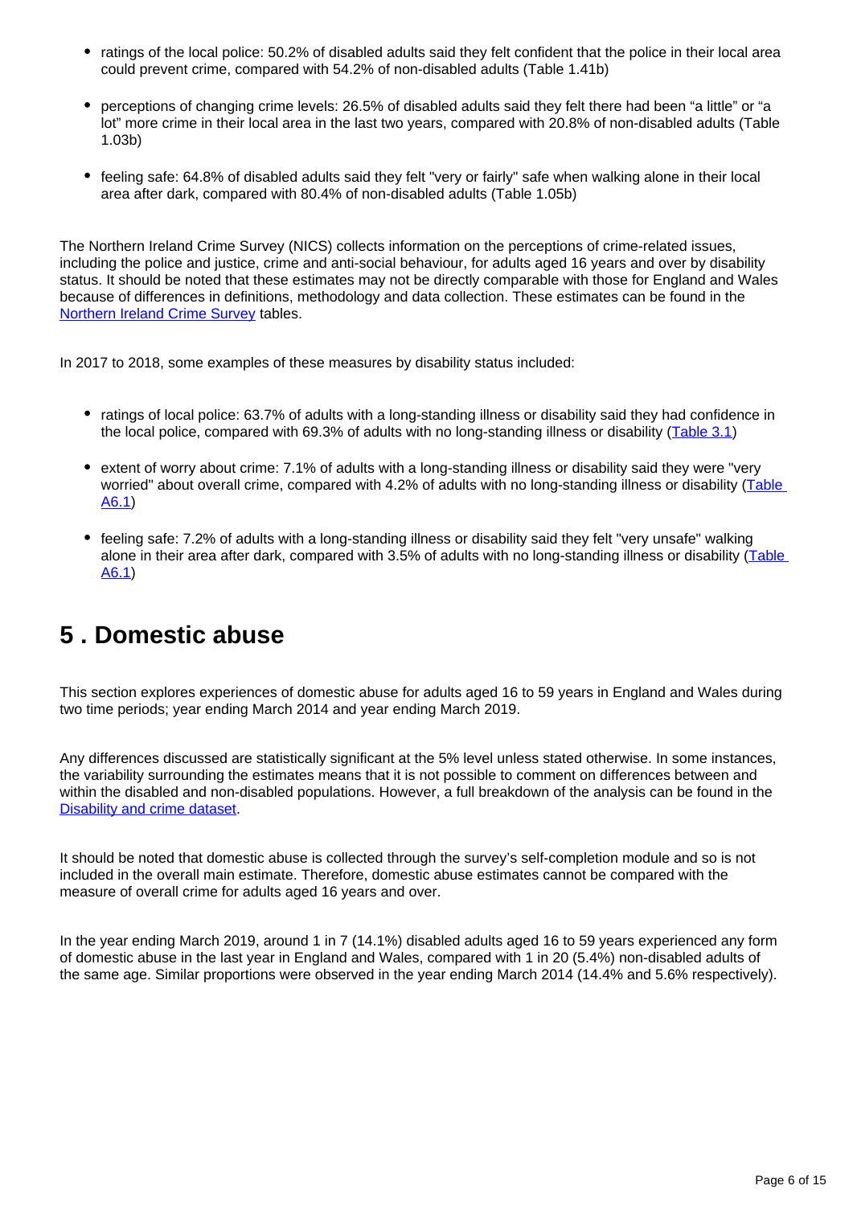- ratings of the local police: 50.2% of disabled adults said they felt confident that the police in their local area could prevent crime, compared with 54.2% of non-disabled adults (Table 1.41b)
- perceptions of changing crime levels: 26.5% of disabled adults said they felt there had been “a little” or “a lot” more crime in their local area in the last two years, compared with 20.8% of non-disabled adults (Table 1.03b)
- feeling safe: 64.8% of disabled adults said they felt "very or fairly" safe when walking alone in their local area after dark, compared with 80.4% of non-disabled adults (Table 1.05b)

The Northern Ireland Crime Survey (NICS) collects information on the perceptions of crime-related issues, including the police and justice, crime and anti-social behaviour, for adults aged 16 years and over by disability status. It should be noted that these estimates may not be directly comparable with those for England and Wales because of differences in definitions, methodology and data collection. These estimates can be found in the [Northern Ireland Crime Survey](#) tables.

In 2017 to 2018, some examples of these measures by disability status included:

- ratings of local police: 63.7% of adults with a long-standing illness or disability said they had confidence in the local police, compared with 69.3% of adults with no long-standing illness or disability ([Table 3.1](#))
- extent of worry about crime: 7.1% of adults with a long-standing illness or disability said they were "very worried" about overall crime, compared with 4.2% of adults with no long-standing illness or disability ([Table A6.1](#))
- feeling safe: 7.2% of adults with a long-standing illness or disability said they felt "very unsafe" walking alone in their area after dark, compared with 3.5% of adults with no long-standing illness or disability ([Table A6.1](#))

# 5 . Domestic abuse

This section explores experiences of domestic abuse for adults aged 16 to 59 years in England and Wales during two time periods; year ending March 2014 and year ending March 2019.

Any differences discussed are statistically significant at the 5% level unless stated otherwise. In some instances, the variability surrounding the estimates means that it is not possible to comment on differences between and within the disabled and non-disabled populations. However, a full breakdown of the analysis can be found in the [Disability and crime dataset](#).

It should be noted that domestic abuse is collected through the survey’s self-completion module and so is not included in the overall main estimate. Therefore, domestic abuse estimates cannot be compared with the measure of overall crime for adults aged 16 years and over.

In the year ending March 2019, around 1 in 7 (14.1%) disabled adults aged 16 to 59 years experienced any form of domestic abuse in the last year in England and Wales, compared with 1 in 20 (5.4%) non-disabled adults of the same age. Similar proportions were observed in the year ending March 2014 (14.4% and 5.6% respectively).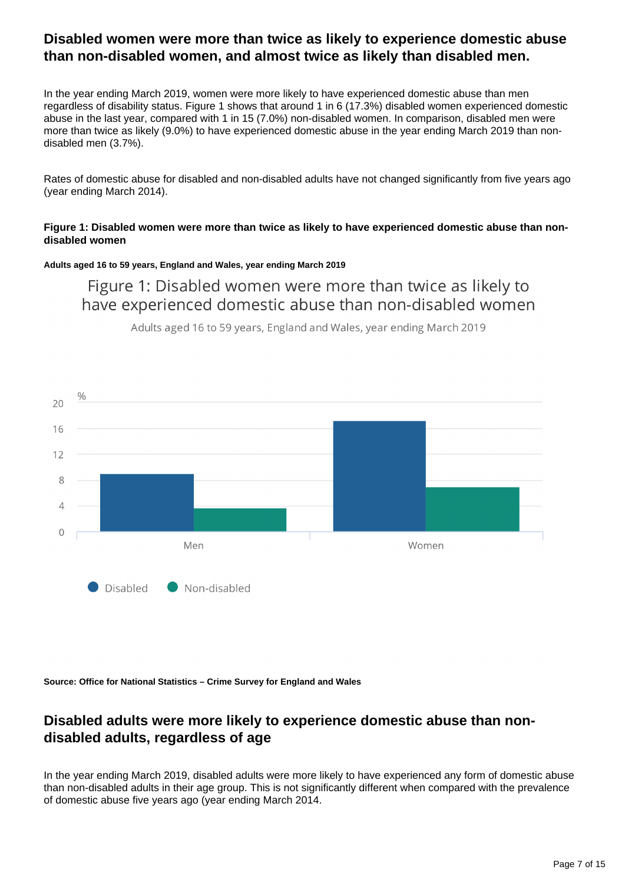## Disabled women were more than twice as likely to experience domestic abuse than non-disabled women, and almost twice as likely than disabled men.

In the year ending March 2019, women were more likely to have experienced domestic abuse than men regardless of disability status. Figure 1 shows that around 1 in 6 (17.3%) disabled women experienced domestic abuse in the last year, compared with 1 in 15 (7.0%) non-disabled women. In comparison, disabled men were more than twice as likely (9.0%) to have experienced domestic abuse in the year ending March 2019 than non-disabled men (3.7%).

Rates of domestic abuse for disabled and non-disabled adults have not changed significantly from five years ago (year ending March 2014).

**Figure 1: Disabled women were more than twice as likely to have experienced domestic abuse than non-disabled women**

**Adults aged 16 to 59 years, England and Wales, year ending March 2019**

**Source: Office for National Statistics – Crime Survey for England and Wales**

## Disabled adults were more likely to experience domestic abuse than non-disabled adults, regardless of age

In the year ending March 2019, disabled adults were more likely to have experienced any form of domestic abuse than non-disabled adults in their age group. This is not significantly different when compared with the prevalence of domestic abuse five years ago (year ending March 2014.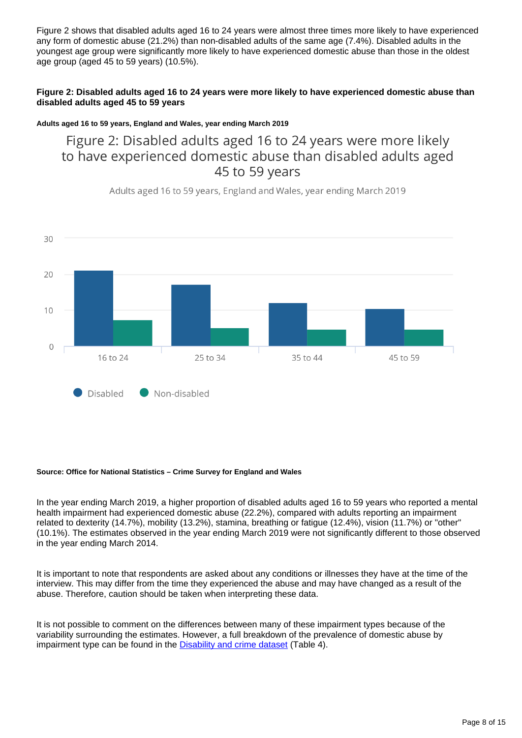Figure 2 shows that disabled adults aged 16 to 24 years were almost three times more likely to have experienced any form of domestic abuse (21.2%) than non-disabled adults of the same age (7.4%). Disabled adults in the youngest age group were significantly more likely to have experienced domestic abuse than those in the oldest age group (aged 45 to 59 years) (10.5%).

**Figure 2: Disabled adults aged 16 to 24 years were more likely to have experienced domestic abuse than disabled adults aged 45 to 59 years**

**Adults aged 16 to 59 years, England and Wales, year ending March 2019**

**Source: Office for National Statistics – Crime Survey for England and Wales**

In the year ending March 2019, a higher proportion of disabled adults aged 16 to 59 years who reported a mental health impairment had experienced domestic abuse (22.2%), compared with adults reporting an impairment related to dexterity (14.7%), mobility (13.2%), stamina, breathing or fatigue (12.4%), vision (11.7%) or "other" (10.1%). The estimates observed in the year ending March 2019 were not significantly different to those observed in the year ending March 2014.

It is important to note that respondents are asked about any conditions or illnesses they have at the time of the interview. This may differ from the time they experienced the abuse and may have changed as a result of the abuse. Therefore, caution should be taken when interpreting these data.

It is not possible to comment on the differences between many of these impairment types because of the variability surrounding the estimates. However, a full breakdown of the prevalence of domestic abuse by impairment type can be found in the [Disability and crime dataset](#) (Table 4).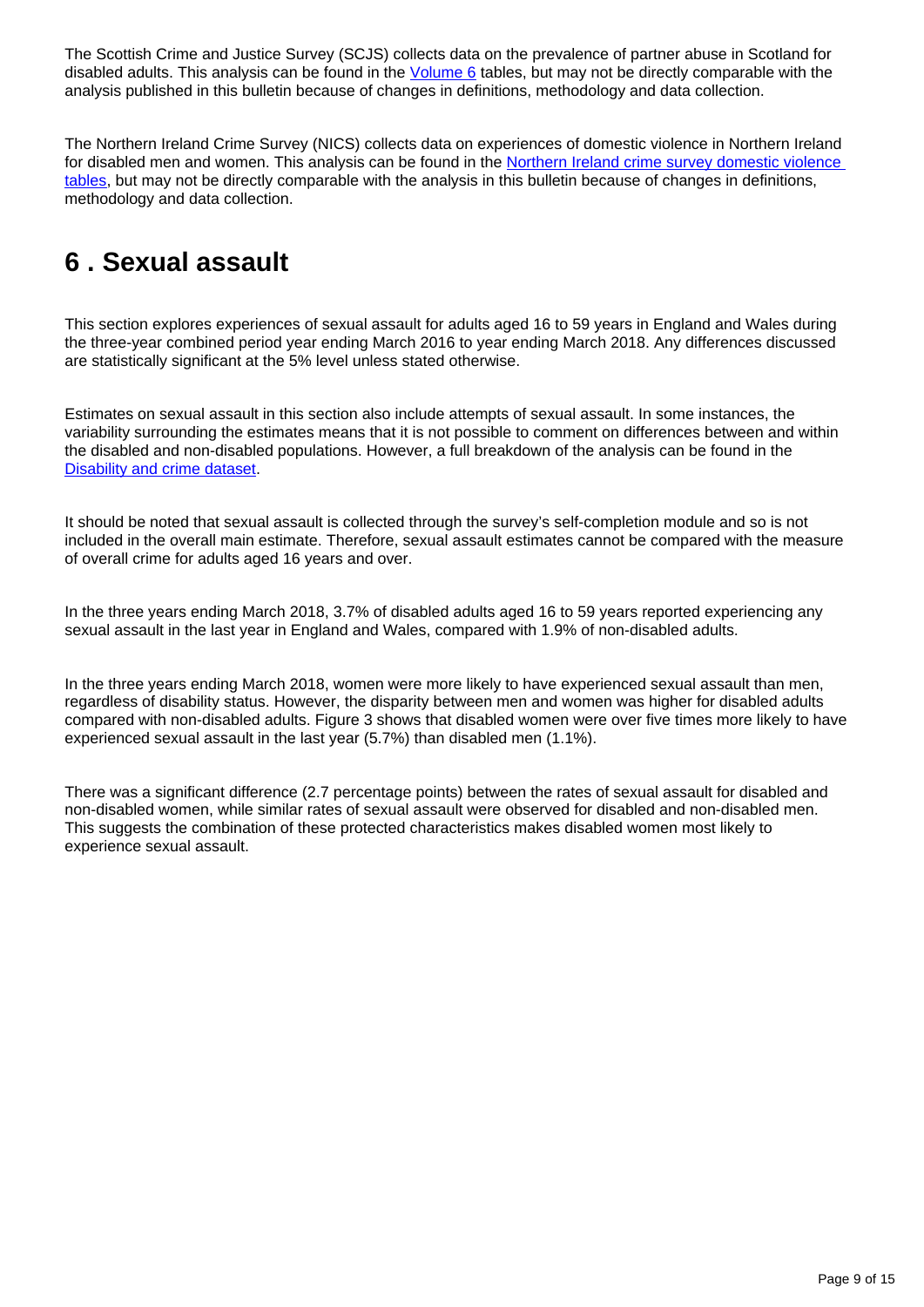The Scottish Crime and Justice Survey (SCJS) collects data on the prevalence of partner abuse in Scotland for disabled adults. This analysis can be found in the Volume 6 tables, but may not be directly comparable with the analysis published in this bulletin because of changes in definitions, methodology and data collection.

The Northern Ireland Crime Survey (NICS) collects data on experiences of domestic violence in Northern Ireland for disabled men and women. This analysis can be found in the Northern Ireland crime survey domestic violence tables, but may not be directly comparable with the analysis in this bulletin because of changes in definitions, methodology and data collection.

## 6 . Sexual assault

This section explores experiences of sexual assault for adults aged 16 to 59 years in England and Wales during the three-year combined period year ending March 2016 to year ending March 2018. Any differences discussed are statistically significant at the 5% level unless stated otherwise.

Estimates on sexual assault in this section also include attempts of sexual assault. In some instances, the variability surrounding the estimates means that it is not possible to comment on differences between and within the disabled and non-disabled populations. However, a full breakdown of the analysis can be found in the Disability and crime dataset.

It should be noted that sexual assault is collected through the survey's self-completion module and so is not included in the overall main estimate. Therefore, sexual assault estimates cannot be compared with the measure of overall crime for adults aged 16 years and over.

In the three years ending March 2018, 3.7% of disabled adults aged 16 to 59 years reported experiencing any sexual assault in the last year in England and Wales, compared with 1.9% of non-disabled adults.

In the three years ending March 2018, women were more likely to have experienced sexual assault than men, regardless of disability status. However, the disparity between men and women was higher for disabled adults compared with non-disabled adults. Figure 3 shows that disabled women were over five times more likely to have experienced sexual assault in the last year (5.7%) than disabled men (1.1%).

There was a significant difference (2.7 percentage points) between the rates of sexual assault for disabled and non-disabled women, while similar rates of sexual assault were observed for disabled and non-disabled men. This suggests the combination of these protected characteristics makes disabled women most likely to experience sexual assault.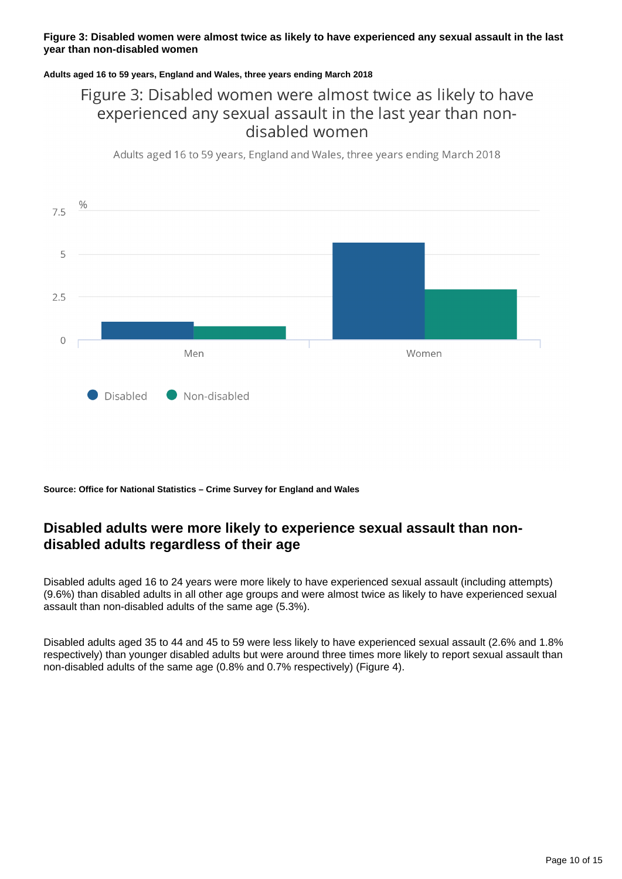**Figure 3: Disabled women were almost twice as likely to have experienced any sexual assault in the last year than non-disabled women**

**Adults aged 16 to 59 years, England and Wales, three years ending March 2018**

Figure 3: Disabled women were almost twice as likely to have experienced any sexual assault in the last year than non-disabled women

Adults aged 16 to 59 years, England and Wales, three years ending March 2018

**Source: Office for National Statistics – Crime Survey for England and Wales**

## Disabled adults were more likely to experience sexual assault than non-disabled adults regardless of their age

Disabled adults aged 16 to 24 years were more likely to have experienced sexual assault (including attempts) (9.6%) than disabled adults in all other age groups and were almost twice as likely to have experienced sexual assault than non-disabled adults of the same age (5.3%).

Disabled adults aged 35 to 44 and 45 to 59 were less likely to have experienced sexual assault (2.6% and 1.8% respectively) than younger disabled adults but were around three times more likely to report sexual assault than non-disabled adults of the same age (0.8% and 0.7% respectively) (Figure 4).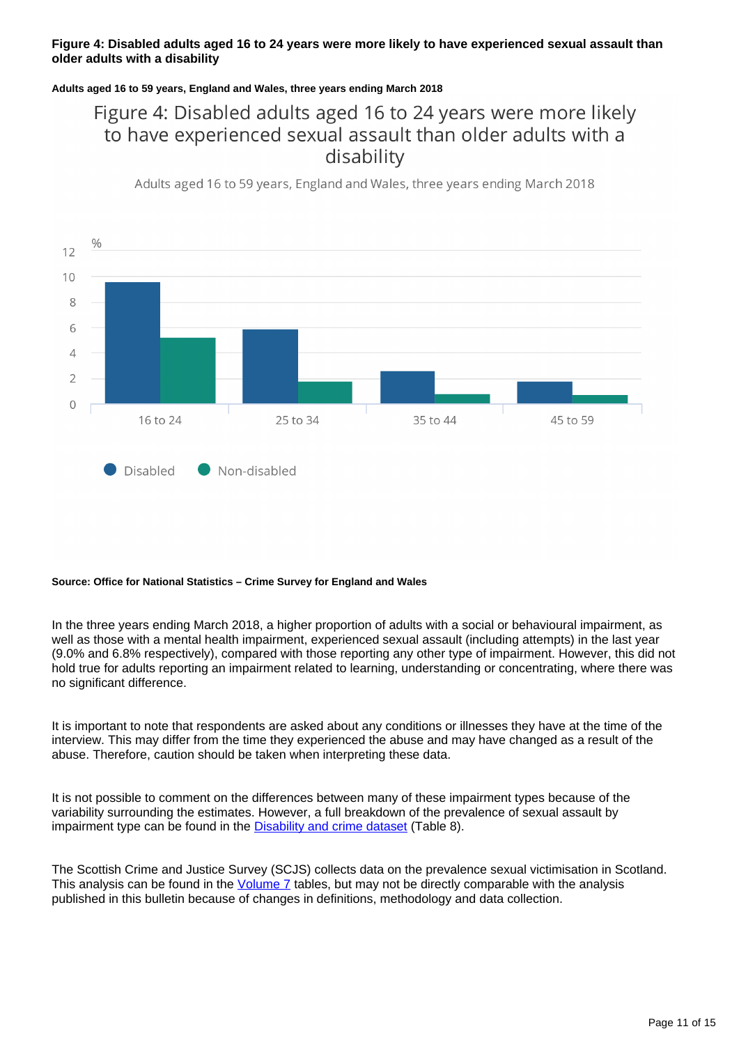**Figure 4: Disabled adults aged 16 to 24 years were more likely to have experienced sexual assault than older adults with a disability**

**Adults aged 16 to 59 years, England and Wales, three years ending March 2018**

Figure 4: Disabled adults aged 16 to 24 years were more likely to have experienced sexual assault than older adults with a disability

Adults aged 16 to 59 years, England and Wales, three years ending March 2018

%

Disabled Non-disabled

16 to 24 25 to 34 35 to 44 45 to 59

**Source: Office for National Statistics – Crime Survey for England and Wales**

In the three years ending March 2018, a higher proportion of adults with a social or behavioural impairment, as well as those with a mental health impairment, experienced sexual assault (including attempts) in the last year (9.0% and 6.8% respectively), compared with those reporting any other type of impairment. However, this did not hold true for adults reporting an impairment related to learning, understanding or concentrating, where there was no significant difference.

It is important to note that respondents are asked about any conditions or illnesses they have at the time of the interview. This may differ from the time they experienced the abuse and may have changed as a result of the abuse. Therefore, caution should be taken when interpreting these data.

It is not possible to comment on the differences between many of these impairment types because of the variability surrounding the estimates. However, a full breakdown of the prevalence of sexual assault by impairment type can be found in the Disability and crime dataset (Table 8).

The Scottish Crime and Justice Survey (SCJS) collects data on the prevalence sexual victimisation in Scotland. This analysis can be found in the Volume 7 tables, but may not be directly comparable with the analysis published in this bulletin because of changes in definitions, methodology and data collection.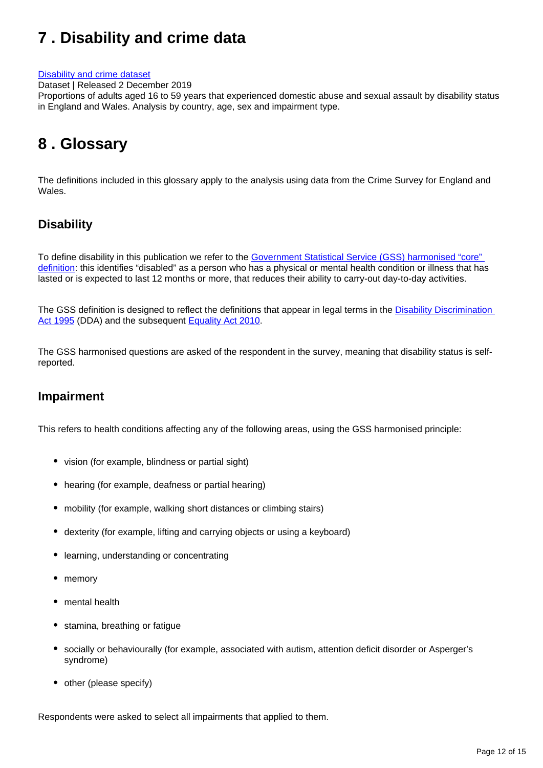# 7 . Disability and crime data

[Disability and crime dataset](#)
Dataset | Released 2 December 2019
Proportions of adults aged 16 to 59 years that experienced domestic abuse and sexual assault by disability status in England and Wales. Analysis by country, age, sex and impairment type.

# 8 . Glossary

The definitions included in this glossary apply to the analysis using data from the Crime Survey for England and Wales.

## Disability

To define disability in this publication we refer to the [Government Statistical Service (GSS) harmonised "core" definition](#): this identifies "disabled" as a person who has a physical or mental health condition or illness that has lasted or is expected to last 12 months or more, that reduces their ability to carry-out day-to-day activities.

The GSS definition is designed to reflect the definitions that appear in legal terms in the [Disability Discrimination Act 1995](#) (DDA) and the subsequent [Equality Act 2010](#).

The GSS harmonised questions are asked of the respondent in the survey, meaning that disability status is self-reported.

## Impairment

This refers to health conditions affecting any of the following areas, using the GSS harmonised principle:

- vision (for example, blindness or partial sight)
- hearing (for example, deafness or partial hearing)
- mobility (for example, walking short distances or climbing stairs)
- dexterity (for example, lifting and carrying objects or using a keyboard)
- learning, understanding or concentrating
- memory
- mental health
- stamina, breathing or fatigue
- socially or behaviourally (for example, associated with autism, attention deficit disorder or Asperger's syndrome)
- other (please specify)

Respondents were asked to select all impairments that applied to them.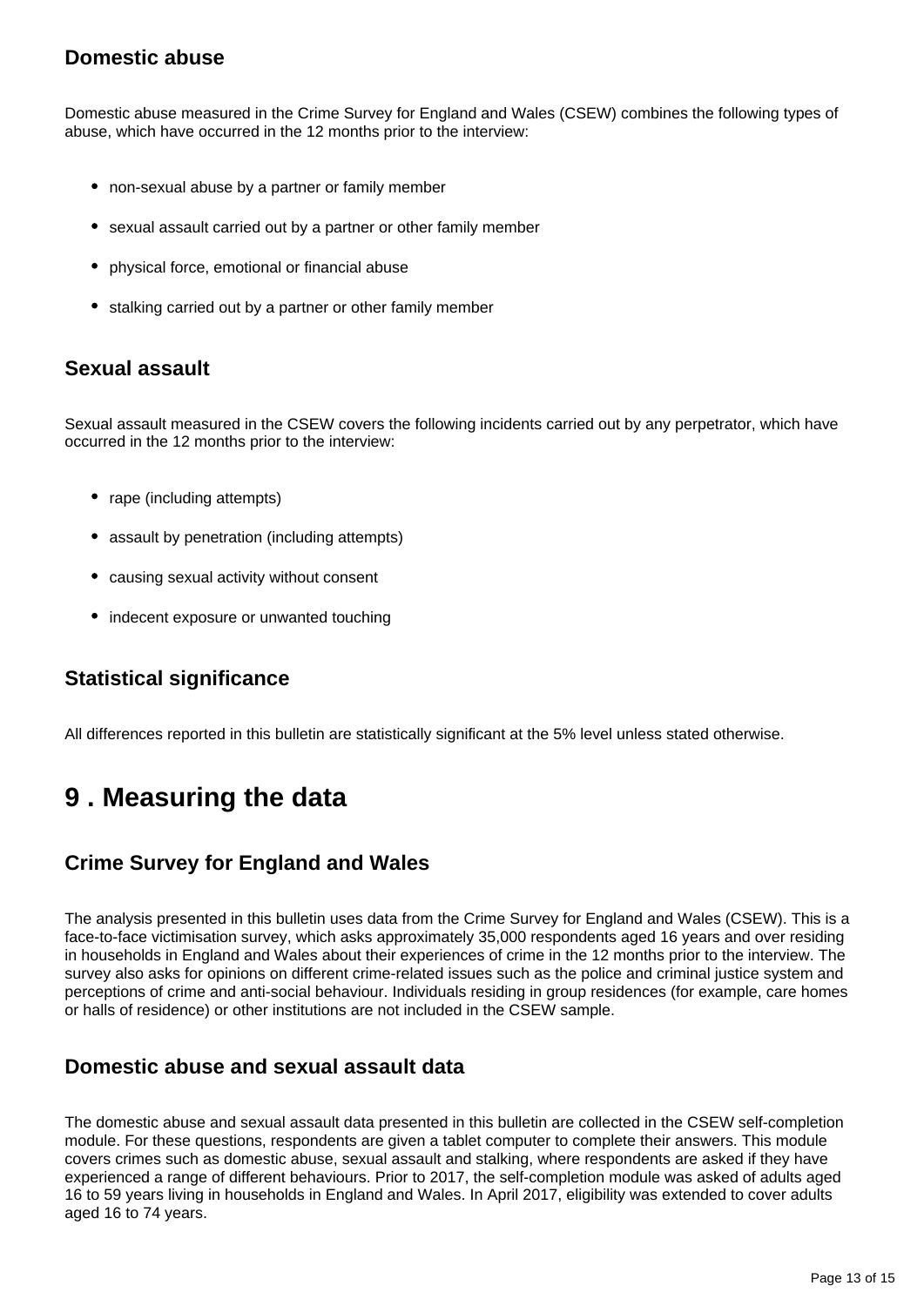### Domestic abuse

Domestic abuse measured in the Crime Survey for England and Wales (CSEW) combines the following types of abuse, which have occurred in the 12 months prior to the interview:

- non-sexual abuse by a partner or family member
- sexual assault carried out by a partner or other family member
- physical force, emotional or financial abuse
- stalking carried out by a partner or other family member

### Sexual assault

Sexual assault measured in the CSEW covers the following incidents carried out by any perpetrator, which have occurred in the 12 months prior to the interview:

- rape (including attempts)
- assault by penetration (including attempts)
- causing sexual activity without consent
- indecent exposure or unwanted touching

### Statistical significance

All differences reported in this bulletin are statistically significant at the 5% level unless stated otherwise.

## 9 . Measuring the data

### Crime Survey for England and Wales

The analysis presented in this bulletin uses data from the Crime Survey for England and Wales (CSEW). This is a face-to-face victimisation survey, which asks approximately 35,000 respondents aged 16 years and over residing in households in England and Wales about their experiences of crime in the 12 months prior to the interview. The survey also asks for opinions on different crime-related issues such as the police and criminal justice system and perceptions of crime and anti-social behaviour. Individuals residing in group residences (for example, care homes or halls of residence) or other institutions are not included in the CSEW sample.

### Domestic abuse and sexual assault data

The domestic abuse and sexual assault data presented in this bulletin are collected in the CSEW self-completion module. For these questions, respondents are given a tablet computer to complete their answers. This module covers crimes such as domestic abuse, sexual assault and stalking, where respondents are asked if they have experienced a range of different behaviours. Prior to 2017, the self-completion module was asked of adults aged 16 to 59 years living in households in England and Wales. In April 2017, eligibility was extended to cover adults aged 16 to 74 years.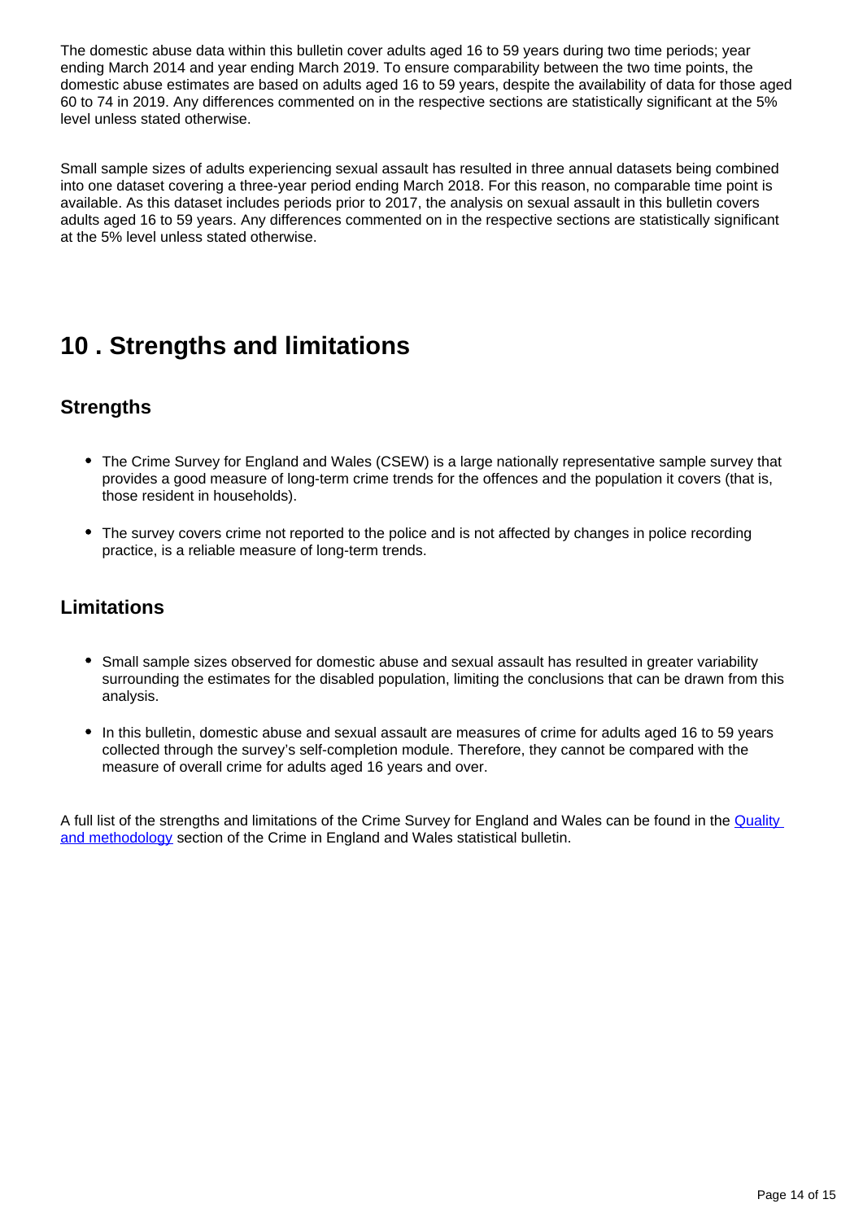The domestic abuse data within this bulletin cover adults aged 16 to 59 years during two time periods; year ending March 2014 and year ending March 2019. To ensure comparability between the two time points, the domestic abuse estimates are based on adults aged 16 to 59 years, despite the availability of data for those aged 60 to 74 in 2019. Any differences commented on in the respective sections are statistically significant at the 5% level unless stated otherwise.

Small sample sizes of adults experiencing sexual assault has resulted in three annual datasets being combined into one dataset covering a three-year period ending March 2018. For this reason, no comparable time point is available. As this dataset includes periods prior to 2017, the analysis on sexual assault in this bulletin covers adults aged 16 to 59 years. Any differences commented on in the respective sections are statistically significant at the 5% level unless stated otherwise.

# 10 . Strengths and limitations

## Strengths

- The Crime Survey for England and Wales (CSEW) is a large nationally representative sample survey that provides a good measure of long-term crime trends for the offences and the population it covers (that is, those resident in households).
- The survey covers crime not reported to the police and is not affected by changes in police recording practice, is a reliable measure of long-term trends.

## Limitations

- Small sample sizes observed for domestic abuse and sexual assault has resulted in greater variability surrounding the estimates for the disabled population, limiting the conclusions that can be drawn from this analysis.
- In this bulletin, domestic abuse and sexual assault are measures of crime for adults aged 16 to 59 years collected through the survey's self-completion module. Therefore, they cannot be compared with the measure of overall crime for adults aged 16 years and over.

A full list of the strengths and limitations of the Crime Survey for England and Wales can be found in the Quality and methodology section of the Crime in England and Wales statistical bulletin.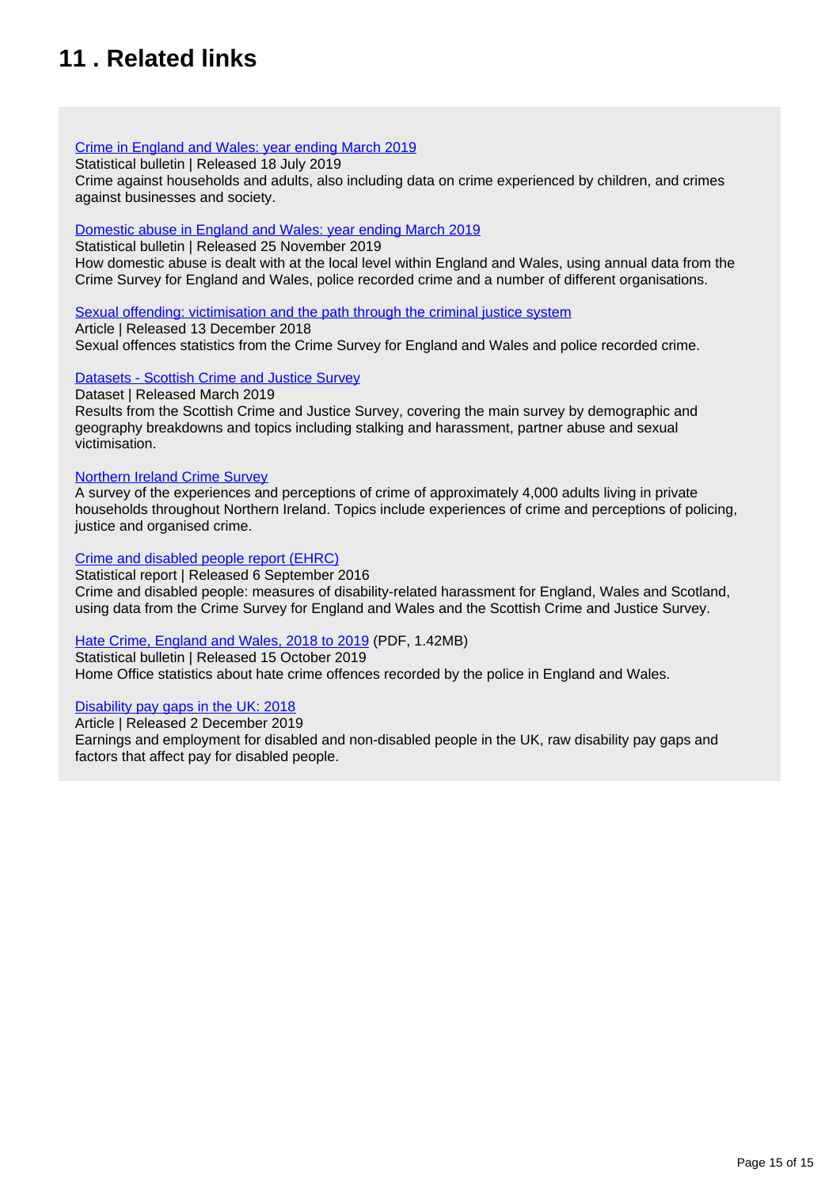## 11 . Related links

Crime in England and Wales: year ending March 2019
Statistical bulletin | Released 18 July 2019
Crime against households and adults, also including data on crime experienced by children, and crimes against businesses and society.

Domestic abuse in England and Wales: year ending March 2019
Statistical bulletin | Released 25 November 2019
How domestic abuse is dealt with at the local level within England and Wales, using annual data from the Crime Survey for England and Wales, police recorded crime and a number of different organisations.

Sexual offending: victimisation and the path through the criminal justice system
Article | Released 13 December 2018
Sexual offences statistics from the Crime Survey for England and Wales and police recorded crime.

Datasets - Scottish Crime and Justice Survey
Dataset | Released March 2019
Results from the Scottish Crime and Justice Survey, covering the main survey by demographic and geography breakdowns and topics including stalking and harassment, partner abuse and sexual victimisation.

Northern Ireland Crime Survey
A survey of the experiences and perceptions of crime of approximately 4,000 adults living in private households throughout Northern Ireland. Topics include experiences of crime and perceptions of policing, justice and organised crime.

Crime and disabled people report (EHRC)
Statistical report | Released 6 September 2016
Crime and disabled people: measures of disability-related harassment for England, Wales and Scotland, using data from the Crime Survey for England and Wales and the Scottish Crime and Justice Survey.

Hate Crime, England and Wales, 2018 to 2019 (PDF, 1.42MB)
Statistical bulletin | Released 15 October 2019
Home Office statistics about hate crime offences recorded by the police in England and Wales.

Disability pay gaps in the UK: 2018
Article | Released 2 December 2019
Earnings and employment for disabled and non-disabled people in the UK, raw disability pay gaps and factors that affect pay for disabled people.